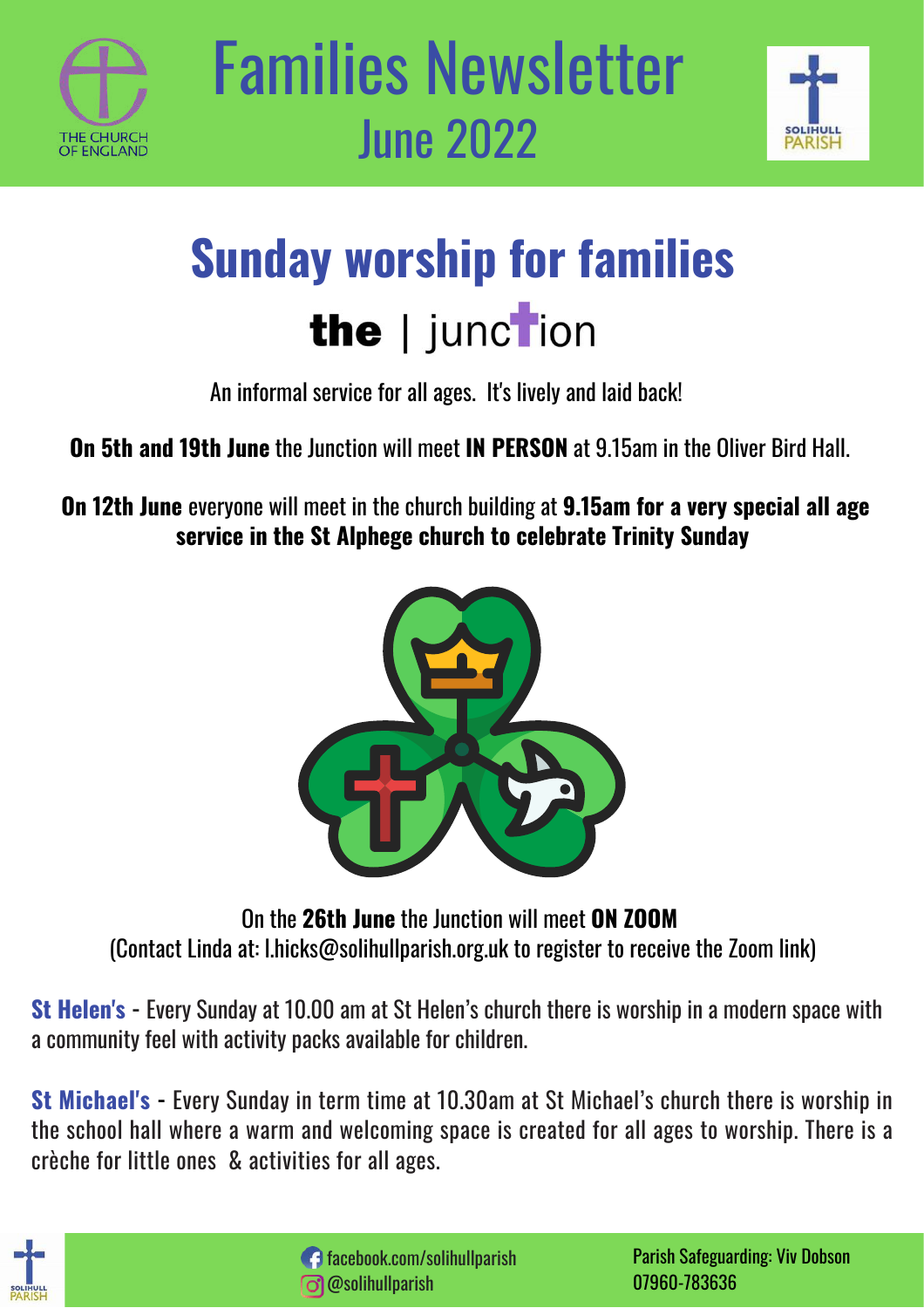# Families Newsletter
## June 2022

# Sunday worship for families

## the | junction

An informal service for all ages. It's lively and laid back!

**On 5th and 19th June** the Junction will meet **IN PERSON** at 9.15am in the Oliver Bird Hall.

**On 12th June** everyone will meet in the church building at **9.15am for a very special all age service in the St Alphege church to celebrate Trinity Sunday**

On the **26th June** the Junction will meet **ON ZOOM**
(Contact Linda at: l.hicks@solihullparish.org.uk to register to receive the Zoom link)

**St Helen's** - Every Sunday at 10.00 am at St Helen's church there is worship in a modern space with a community feel with activity packs available for children.

**St Michael's** - Every Sunday in term time at 10.30am at St Michael's church there is worship in the school hall where a warm and welcoming space is created for all ages to worship. There is a crèche for little ones & activities for all ages.

facebook.com/solihullparish
@solihullparish

Parish Safeguarding: Viv Dobson
07960-783636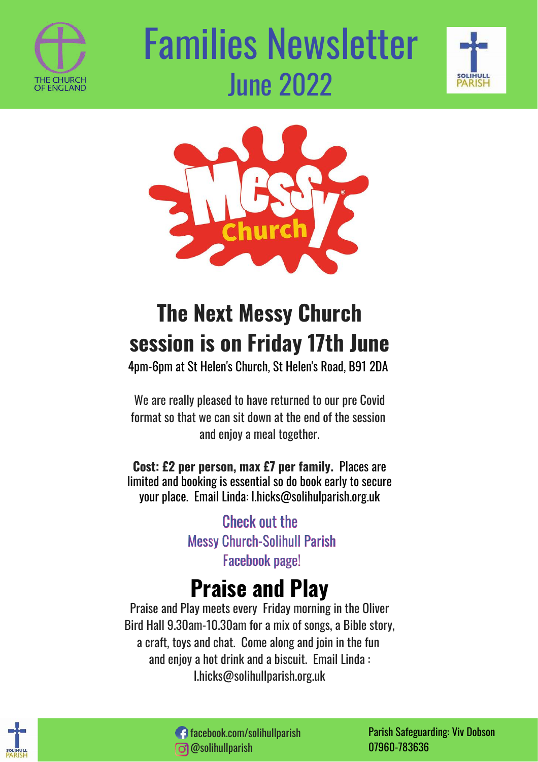# Families Newsletter
## June 2022

## The Next Messy Church session is on Friday 17th June

4pm-6pm at St Helen's Church, St Helen's Road, B91 2DA

We are really pleased to have returned to our pre Covid format so that we can sit down at the end of the session and enjoy a meal together.

**Cost: £2 per person, max £7 per family.** Places are limited and booking is essential so do book early to secure your place. Email Linda: l.hicks@solihulparish.org.uk

Check out the Messy Church-Solihull Parish Facebook page!

## Praise and Play

Praise and Play meets every Friday morning in the Oliver Bird Hall 9.30am-10.30am for a mix of songs, a Bible story, a craft, toys and chat. Come along and join in the fun and enjoy a hot drink and a biscuit. Email Linda : l.hicks@solihullparish.org.uk

facebook.com/solihullparish
@solihullparish

Parish Safeguarding: Viv Dobson
07960-783636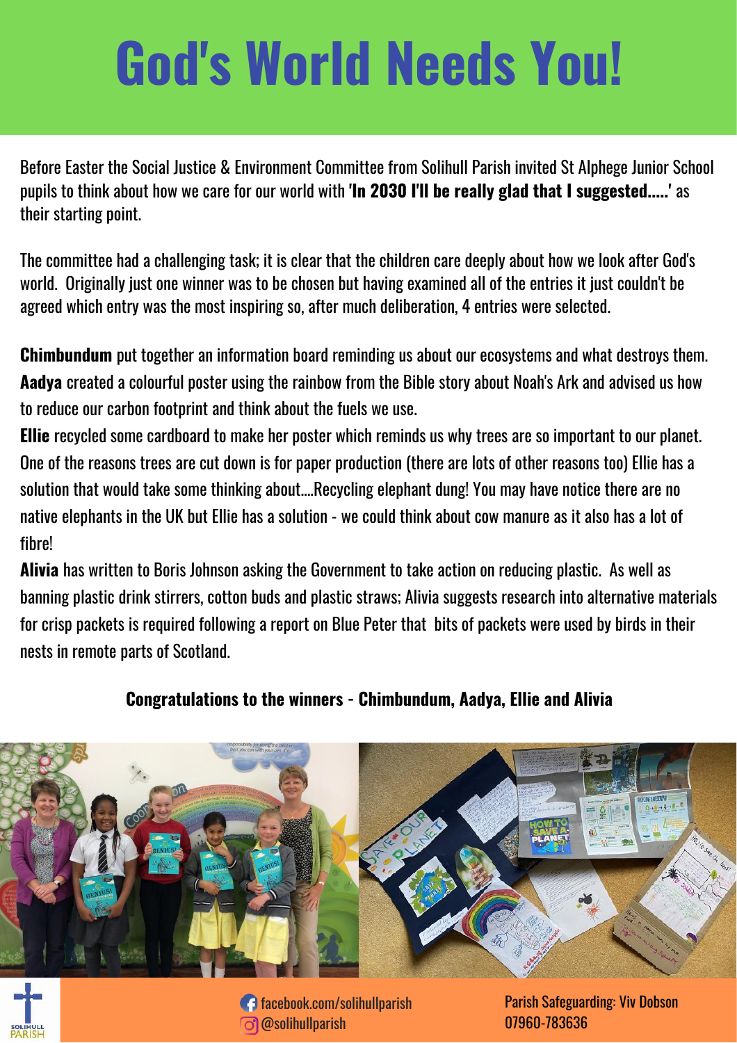# God's World Needs You!

Before Easter the Social Justice & Environment Committee from Solihull Parish invited St Alphege Junior School pupils to think about how we care for our world with **'In 2030 I'll be really glad that I suggested.....'** as their starting point.

The committee had a challenging task; it is clear that the children care deeply about how we look after God's world. Originally just one winner was to be chosen but having examined all of the entries it just couldn't be agreed which entry was the most inspiring so, after much deliberation, 4 entries were selected.

**Chimbundum** put together an information board reminding us about our ecosystems and what destroys them.
**Aadya** created a colourful poster using the rainbow from the Bible story about Noah's Ark and advised us how to reduce our carbon footprint and think about the fuels we use.
**Ellie** recycled some cardboard to make her poster which reminds us why trees are so important to our planet. One of the reasons trees are cut down is for paper production (there are lots of other reasons too) Ellie has a solution that would take some thinking about....Recycling elephant dung! You may have notice there are no native elephants in the UK but Ellie has a solution - we could think about cow manure as it also has a lot of fibre!
**Alivia** has written to Boris Johnson asking the Government to take action on reducing plastic. As well as banning plastic drink stirrers, cotton buds and plastic straws; Alivia suggests research into alternative materials for crisp packets is required following a report on Blue Peter that bits of packets were used by birds in their nests in remote parts of Scotland.

**Congratulations to the winners - Chimbundum, Aadya, Ellie and Alivia**

facebook.com/solihullparish
@solihullparish

Parish Safeguarding: Viv Dobson
07960-783636